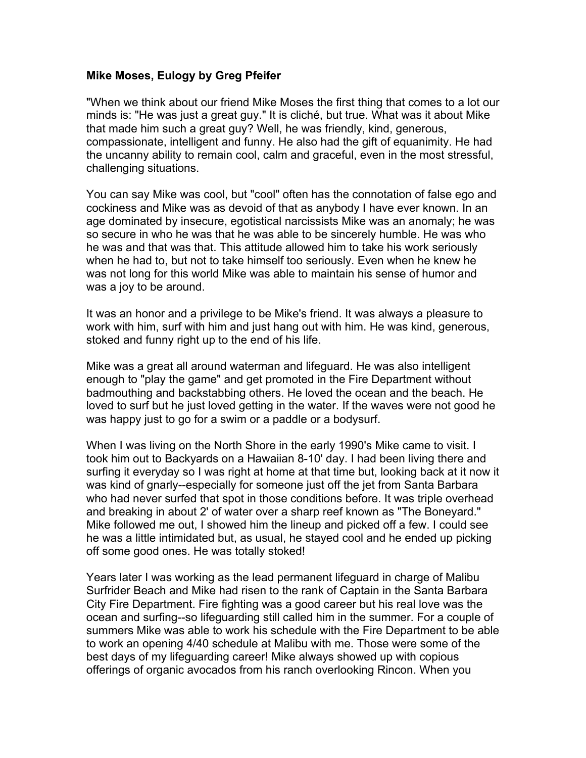**Mike Moses, Eulogy by Greg Pfeifer**

"When we think about our friend Mike Moses the first thing that comes to a lot our minds is: "He was just a great guy." It is cliché, but true. What was it about Mike that made him such a great guy? Well, he was friendly, kind, generous, compassionate, intelligent and funny. He also had the gift of equanimity. He had the uncanny ability to remain cool, calm and graceful, even in the most stressful, challenging situations.

You can say Mike was cool, but "cool" often has the connotation of false ego and cockiness and Mike was as devoid of that as anybody I have ever known. In an age dominated by insecure, egotistical narcissists Mike was an anomaly; he was so secure in who he was that he was able to be sincerely humble. He was who he was and that was that. This attitude allowed him to take his work seriously when he had to, but not to take himself too seriously. Even when he knew he was not long for this world Mike was able to maintain his sense of humor and was a joy to be around.

It was an honor and a privilege to be Mike's friend. It was always a pleasure to work with him, surf with him and just hang out with him. He was kind, generous, stoked and funny right up to the end of his life.

Mike was a great all around waterman and lifeguard. He was also intelligent enough to "play the game" and get promoted in the Fire Department without badmouthing and backstabbing others. He loved the ocean and the beach. He loved to surf but he just loved getting in the water. If the waves were not good he was happy just to go for a swim or a paddle or a bodysurf.

When I was living on the North Shore in the early 1990's Mike came to visit. I took him out to Backyards on a Hawaiian 8-10' day. I had been living there and surfing it everyday so I was right at home at that time but, looking back at it now it was kind of gnarly--especially for someone just off the jet from Santa Barbara who had never surfed that spot in those conditions before. It was triple overhead and breaking in about 2' of water over a sharp reef known as "The Boneyard." Mike followed me out, I showed him the lineup and picked off a few. I could see he was a little intimidated but, as usual, he stayed cool and he ended up picking off some good ones. He was totally stoked!

Years later I was working as the lead permanent lifeguard in charge of Malibu Surfrider Beach and Mike had risen to the rank of Captain in the Santa Barbara City Fire Department. Fire fighting was a good career but his real love was the ocean and surfing--so lifeguarding still called him in the summer. For a couple of summers Mike was able to work his schedule with the Fire Department to be able to work an opening 4/40 schedule at Malibu with me. Those were some of the best days of my lifeguarding career! Mike always showed up with copious offerings of organic avocados from his ranch overlooking Rincon. When you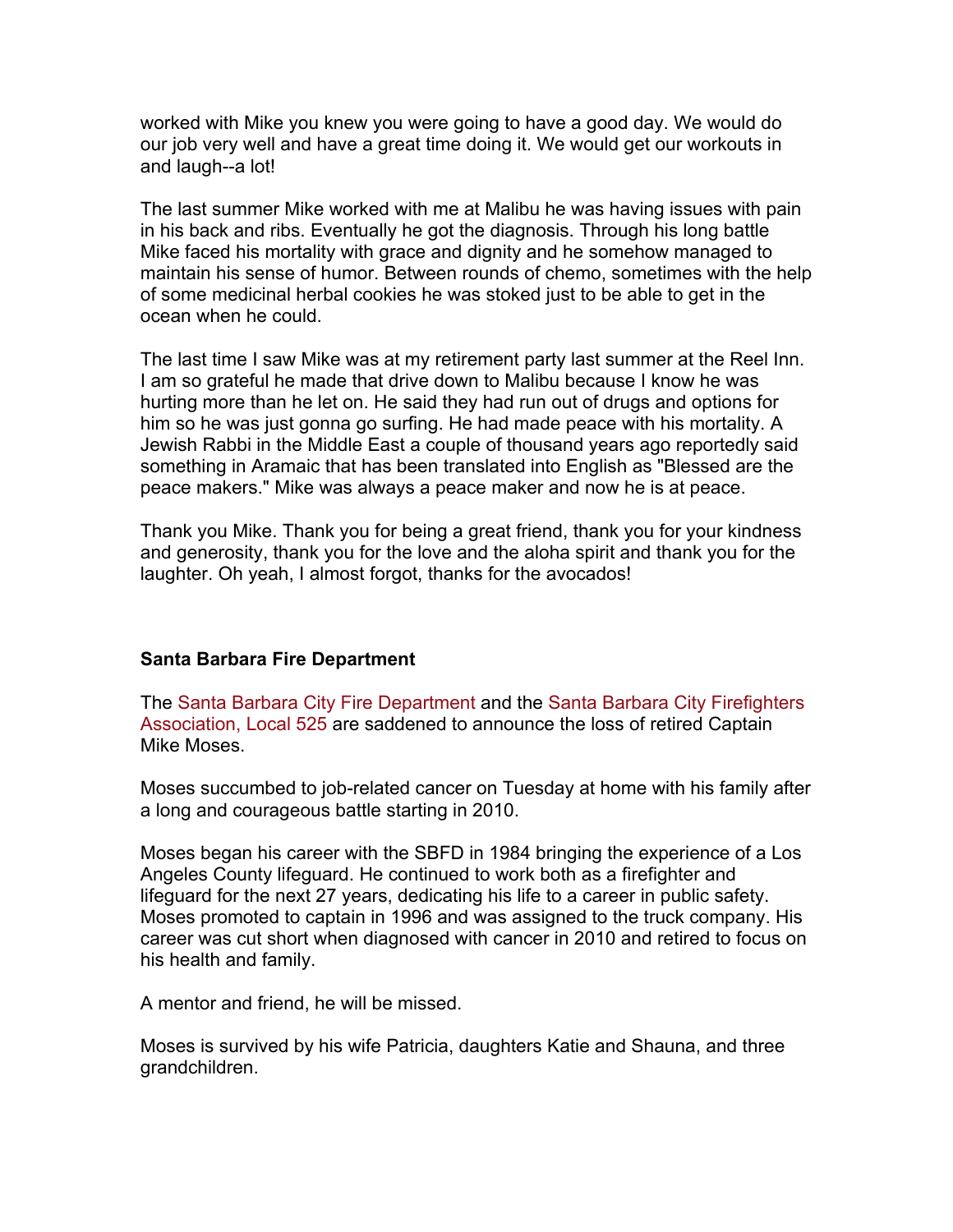worked with Mike you knew you were going to have a good day. We would do our job very well and have a great time doing it. We would get our workouts in and laugh--a lot!

The last summer Mike worked with me at Malibu he was having issues with pain in his back and ribs. Eventually he got the diagnosis. Through his long battle Mike faced his mortality with grace and dignity and he somehow managed to maintain his sense of humor. Between rounds of chemo, sometimes with the help of some medicinal herbal cookies he was stoked just to be able to get in the ocean when he could.

The last time I saw Mike was at my retirement party last summer at the Reel Inn. I am so grateful he made that drive down to Malibu because I know he was hurting more than he let on. He said they had run out of drugs and options for him so he was just gonna go surfing. He had made peace with his mortality. A Jewish Rabbi in the Middle East a couple of thousand years ago reportedly said something in Aramaic that has been translated into English as "Blessed are the peace makers." Mike was always a peace maker and now he is at peace.

Thank you Mike. Thank you for being a great friend, thank you for your kindness and generosity, thank you for the love and the aloha spirit and thank you for the laughter. Oh yeah, I almost forgot, thanks for the avocados!

**Santa Barbara Fire Department**

The Santa Barbara City Fire Department and the Santa Barbara City Firefighters Association, Local 525 are saddened to announce the loss of retired Captain Mike Moses.

Moses succumbed to job-related cancer on Tuesday at home with his family after a long and courageous battle starting in 2010.

Moses began his career with the SBFD in 1984 bringing the experience of a Los Angeles County lifeguard. He continued to work both as a firefighter and lifeguard for the next 27 years, dedicating his life to a career in public safety. Moses promoted to captain in 1996 and was assigned to the truck company. His career was cut short when diagnosed with cancer in 2010 and retired to focus on his health and family.

A mentor and friend, he will be missed.

Moses is survived by his wife Patricia, daughters Katie and Shauna, and three grandchildren.